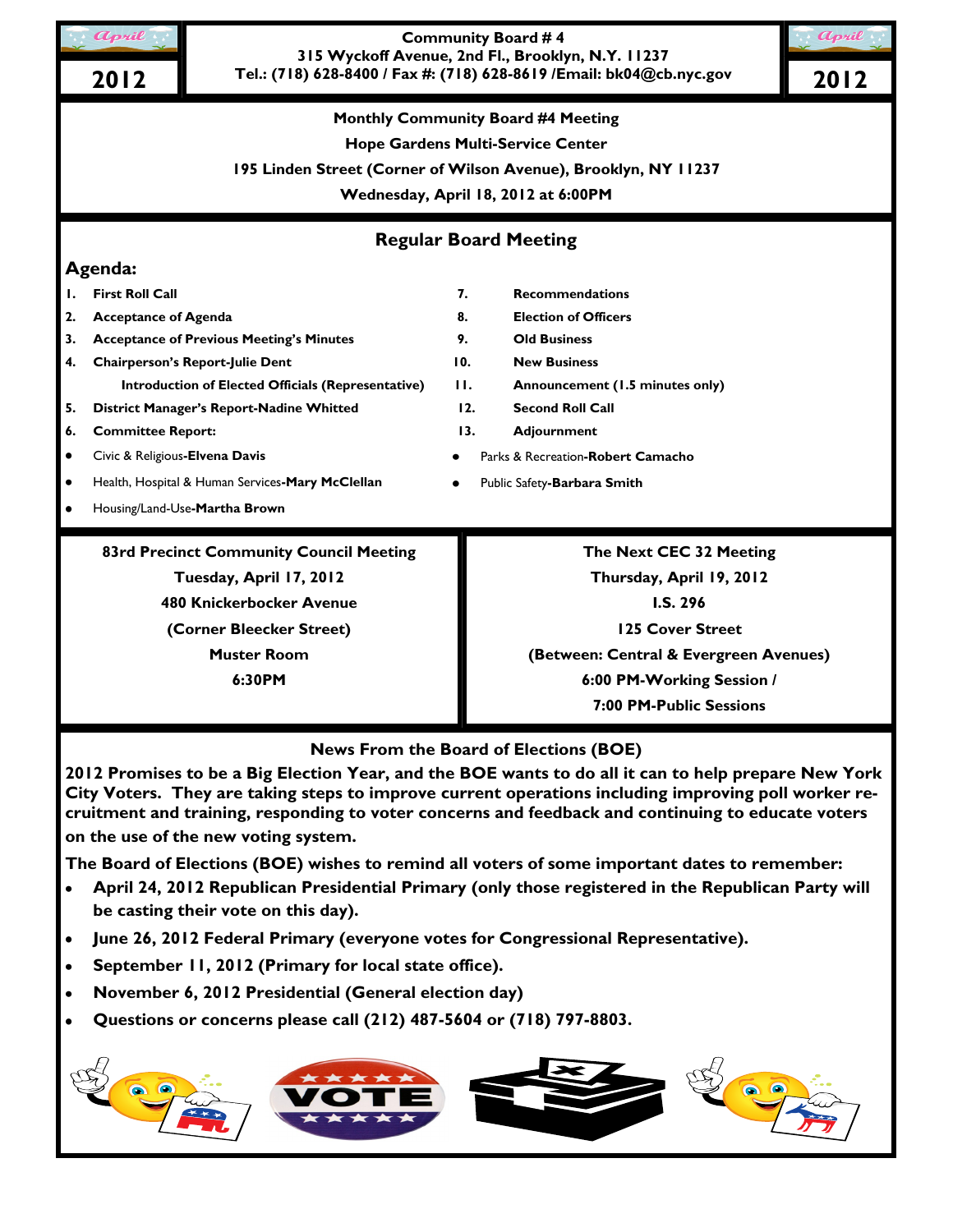April 2012

**Community Board # 4**
**315 Wyckoff Avenue, 2nd Fl., Brooklyn, N.Y. 11237**
**Tel.: (718) 628-8400 / Fax #: (718) 628-8619 /Email: bk04@cb.nyc.gov**

April 2012

**Monthly Community Board #4 Meeting**
**Hope Gardens Multi-Service Center**
**195 Linden Street (Corner of Wilson Avenue), Brooklyn, NY 11237**
**Wednesday, April 18, 2012 at 6:00PM**

## Regular Board Meeting

### Agenda:

1. **First Roll Call**
2. **Acceptance of Agenda**
3. **Acceptance of Previous Meeting's Minutes**
4. **Chairperson's Report-Julie Dent**
   **Introduction of Elected Officials (Representative)**
5. **District Manager's Report-Nadine Whitted**
6. **Committee Report:**
   - Civic & Religious-**Elvena Davis**
   - Health, Hospital & Human Services-**Mary McClellan**
   - Housing/Land-Use-**Martha Brown**
   - Parks & Recreation-**Robert Camacho**
   - Public Safety-**Barbara Smith**
7. **Recommendations**
8. **Election of Officers**
9. **Old Business**
10. **New Business**
11. **Announcement (1.5 minutes only)**
12. **Second Roll Call**
13. **Adjournment**

**83rd Precinct Community Council Meeting**
**Tuesday, April 17, 2012**
**480 Knickerbocker Avenue**
**(Corner Bleecker Street)**
**Muster Room**
**6:30PM**

**The Next CEC 32 Meeting**
**Thursday, April 19, 2012**
**I.S. 296**
**125 Cover Street**
**(Between: Central & Evergreen Avenues)**
**6:00 PM-Working Session /**
**7:00 PM-Public Sessions**

### News From the Board of Elections (BOE)

**2012 Promises to be a Big Election Year, and the BOE wants to do all it can to help prepare New York City Voters. They are taking steps to improve current operations including improving poll worker recruitment and training, responding to voter concerns and feedback and continuing to educate voters on the use of the new voting system.**

**The Board of Elections (BOE) wishes to remind all voters of some important dates to remember:**

- **April 24, 2012 Republican Presidential Primary (only those registered in the Republican Party will be casting their vote on this day).**
- **June 26, 2012 Federal Primary (everyone votes for Congressional Representative).**
- **September 11, 2012 (Primary for local state office).**
- **November 6, 2012 Presidential (General election day)**
- **Questions or concerns please call (212) 487-5604 or (718) 797-8803.**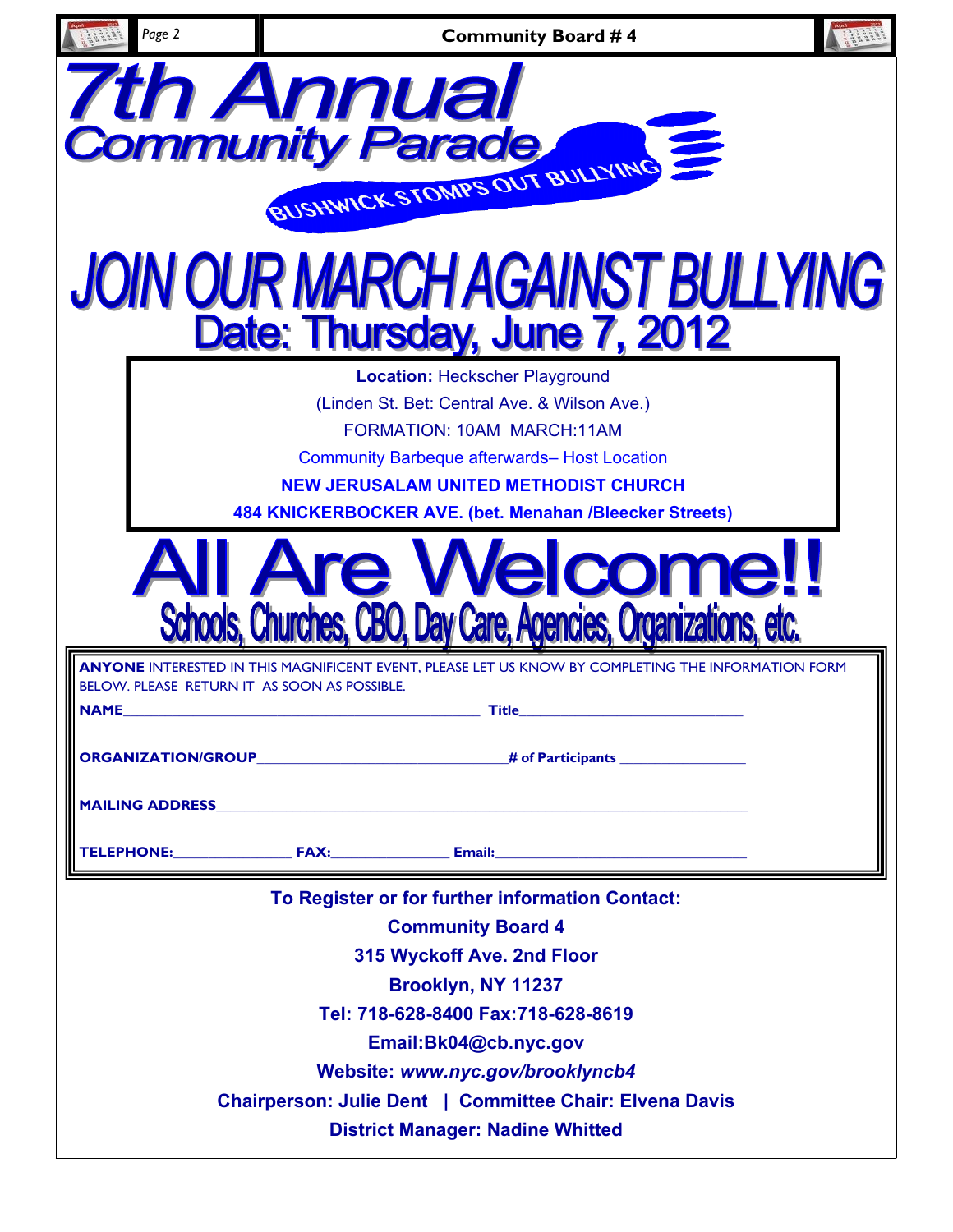# 7th Annual Community Parade

BUSHWICK STOMPS OUT BULLYING

# JOIN OUR MARCH AGAINST BULLYING

## Date: Thursday, June 7, 2012

**Location:** Heckscher Playground

(Linden St. Bet: Central Ave. & Wilson Ave.)

FORMATION: 10AM MARCH:11AM

Community Barbeque afterwards– Host Location

**NEW JERUSALAM UNITED METHODIST CHURCH**

**484 KNICKERBOCKER AVE. (bet. Menahan /Bleecker Streets)**

# All Are Welcome!!

## Schools, Churches, CBO, Day Care, Agencies, Organizations, etc.

**ANYONE** INTERESTED IN THIS MAGNIFICENT EVENT, PLEASE LET US KNOW BY COMPLETING THE INFORMATION FORM BELOW. PLEASE RETURN IT AS SOON AS POSSIBLE.

**NAME**______________________________ **Title**____________________

**ORGANIZATION/GROUP**______________________**# of Participants** ____________

**MAILING ADDRESS**__________________________________________________

**TELEPHONE:**____________ **FAX:**____________ **Email:**________________________

**To Register or for further information Contact:**

**Community Board 4**

**315 Wyckoff Ave. 2nd Floor**

**Brooklyn, NY 11237**

**Tel: 718-628-8400 Fax:718-628-8619**

**Email:Bk04@cb.nyc.gov**

**Website:** ***www.nyc.gov/brooklyncb4***

**Chairperson: Julie Dent | Committee Chair: Elvena Davis**

**District Manager: Nadine Whitted**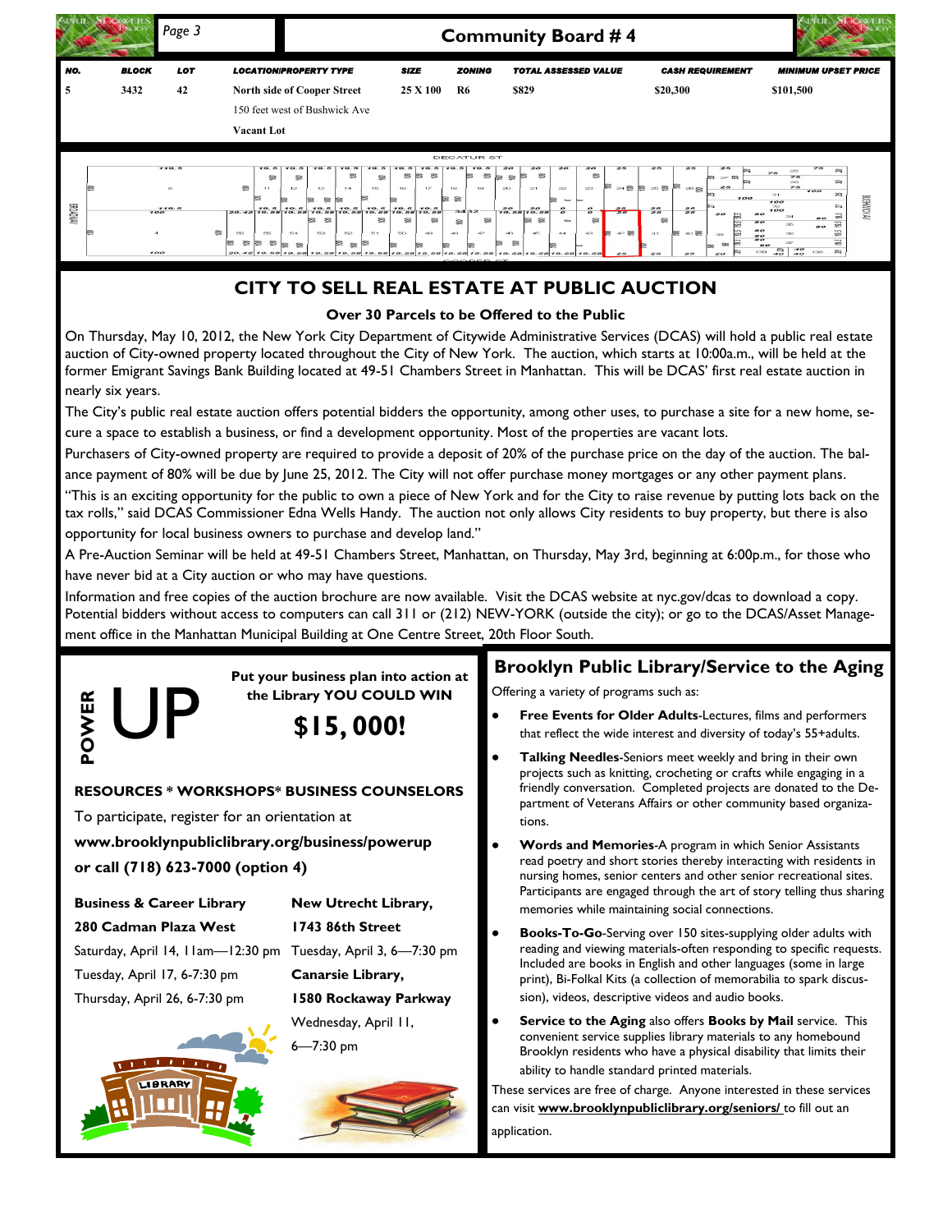## Community Board # 4

| NO. | BLOCK | LOT | LOCATION/PROPERTY TYPE | SIZE | ZONING | TOTAL ASSESSED VALUE | CASH REQUIREMENT | MINIMUM UPSET PRICE |
|---|---|---|---|---|---|---|---|---|
| 5 | 3432 | 42 | North side of Cooper Street 150 feet west of Bushwick Ave Vacant Lot | 25 X 100 | R6 | $829 | $20,300 | $101,500 |

## CITY TO SELL REAL ESTATE AT PUBLIC AUCTION

### Over 30 Parcels to be Offered to the Public

On Thursday, May 10, 2012, the New York City Department of Citywide Administrative Services (DCAS) will hold a public real estate auction of City-owned property located throughout the City of New York. The auction, which starts at 10:00a.m., will be held at the former Emigrant Savings Bank Building located at 49-51 Chambers Street in Manhattan. This will be DCAS' first real estate auction in nearly six years.

The City's public real estate auction offers potential bidders the opportunity, among other uses, to purchase a site for a new home, secure a space to establish a business, or find a development opportunity. Most of the properties are vacant lots.

Purchasers of City-owned property are required to provide a deposit of 20% of the purchase price on the day of the auction. The balance payment of 80% will be due by June 25, 2012. The City will not offer purchase money mortgages or any other payment plans.

"This is an exciting opportunity for the public to own a piece of New York and for the City to raise revenue by putting lots back on the tax rolls," said DCAS Commissioner Edna Wells Handy. The auction not only allows City residents to buy property, but there is also opportunity for local business owners to purchase and develop land."

A Pre-Auction Seminar will be held at 49-51 Chambers Street, Manhattan, on Thursday, May 3rd, beginning at 6:00p.m., for those who have never bid at a City auction or who may have questions.

Information and free copies of the auction brochure are now available. Visit the DCAS website at nyc.gov/dcas to download a copy. Potential bidders without access to computers can call 311 or (212) NEW-YORK (outside the city); or go to the DCAS/Asset Management office in the Manhattan Municipal Building at One Centre Street, 20th Floor South.

## POWER UP

**Put your business plan into action at the Library YOU COULD WIN**

# $15, 000!

**RESOURCES * WORKSHOPS* BUSINESS COUNSELORS**

To participate, register for an orientation at

**www.brooklynpubliclibrary.org/business/powerup or call (718) 623-7000 (option 4)**

**Business & Career Library**
**280 Cadman Plaza West**
Saturday, April 14, 11am—12:30 pm
Tuesday, April 17, 6-7:30 pm
Thursday, April 26, 6-7:30 pm

**New Utrecht Library,**
**1743 86th Street**
Tuesday, April 3, 6—7:30 pm

**Canarsie Library,**
**1580 Rockaway Parkway**
Wednesday, April 11, 6—7:30 pm

## Brooklyn Public Library/Service to the Aging

Offering a variety of programs such as:

- **Free Events for Older Adults**-Lectures, films and performers that reflect the wide interest and diversity of today's 55+adults.
- **Talking Needles**-Seniors meet weekly and bring in their own projects such as knitting, crocheting or crafts while engaging in a friendly conversation. Completed projects are donated to the Department of Veterans Affairs or other community based organizations.
- **Words and Memories**-A program in which Senior Assistants read poetry and short stories thereby interacting with residents in nursing homes, senior centers and other senior recreational sites. Participants are engaged through the art of story telling thus sharing memories while maintaining social connections.
- **Books-To-Go**-Serving over 150 sites-supplying older adults with reading and viewing materials-often responding to specific requests. Included are books in English and other languages (some in large print), Bi-Folkal Kits (a collection of memorabilia to spark discussion), videos, descriptive videos and audio books.
- **Service to the Aging** also offers **Books by Mail** service. This convenient service supplies library materials to any homebound Brooklyn residents who have a physical disability that limits their ability to handle standard printed materials.

These services are free of charge. Anyone interested in these services can visit **www.brooklynpubliclibrary.org/seniors/** to fill out an application.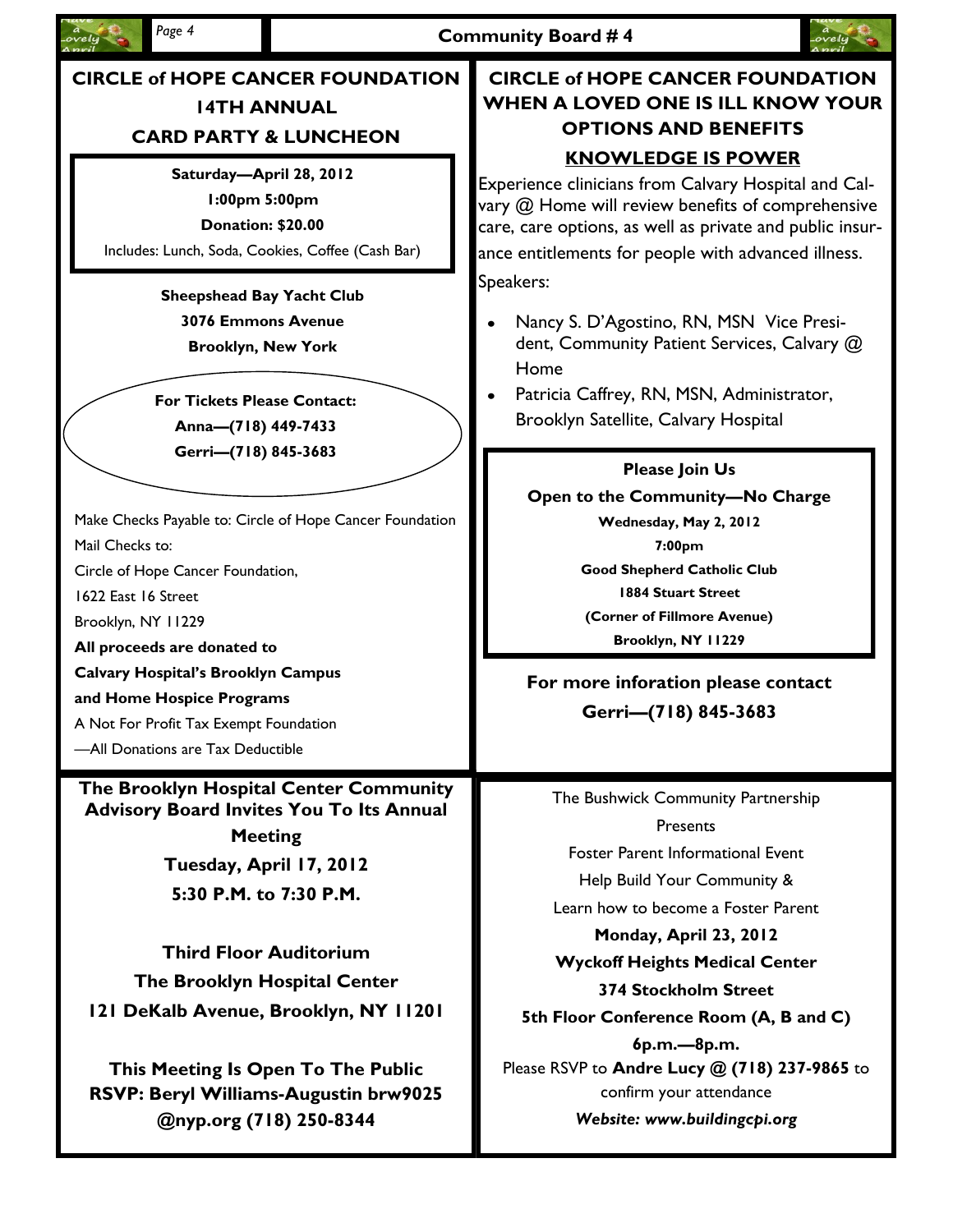## CIRCLE of HOPE CANCER FOUNDATION 14TH ANNUAL CARD PARTY & LUNCHEON

**Saturday—April 28, 2012**

**1:00pm 5:00pm**

**Donation: $20.00**

Includes: Lunch, Soda, Cookies, Coffee (Cash Bar)

**Sheepshead Bay Yacht Club**
**3076 Emmons Avenue**
**Brooklyn, New York**

**For Tickets Please Contact:**
**Anna—(718) 449-7433**
**Gerri—(718) 845-3683**

Make Checks Payable to: Circle of Hope Cancer Foundation

Mail Checks to:

Circle of Hope Cancer Foundation,
1622 East 16 Street
Brooklyn, NY 11229

**All proceeds are donated to Calvary Hospital's Brooklyn Campus and Home Hospice Programs**

A Not For Profit Tax Exempt Foundation
—All Donations are Tax Deductible

## CIRCLE of HOPE CANCER FOUNDATION WHEN A LOVED ONE IS ILL KNOW YOUR OPTIONS AND BENEFITS

### KNOWLEDGE IS POWER

Experience clinicians from Calvary Hospital and Calvary @ Home will review benefits of comprehensive care, care options, as well as private and public insurance entitlements for people with advanced illness.

Speakers:

- Nancy S. D'Agostino, RN, MSN Vice President, Community Patient Services, Calvary @ Home
- Patricia Caffrey, RN, MSN, Administrator, Brooklyn Satellite, Calvary Hospital

**Please Join Us**

**Open to the Community—No Charge**

**Wednesday, May 2, 2012**
**7:00pm**
**Good Shepherd Catholic Club**
**1884 Stuart Street**
**(Corner of Fillmore Avenue)**
**Brooklyn, NY 11229**

**For more inforation please contact**
**Gerri—(718) 845-3683**

## The Brooklyn Hospital Center Community Advisory Board Invites You To Its Annual Meeting

**Tuesday, April 17, 2012**
**5:30 P.M. to 7:30 P.M.**

**Third Floor Auditorium**
**The Brooklyn Hospital Center**
**121 DeKalb Avenue, Brooklyn, NY 11201**

**This Meeting Is Open To The Public**
**RSVP: Beryl Williams-Augustin brw9025@nyp.org (718) 250-8344**

The Bushwick Community Partnership
Presents
Foster Parent Informational Event
Help Build Your Community &
Learn how to become a Foster Parent

**Monday, April 23, 2012**
**Wyckoff Heights Medical Center**
**374 Stockholm Street**
**5th Floor Conference Room (A, B and C)**
**6p.m.—8p.m.**

Please RSVP to **Andre Lucy @ (718) 237-9865** to confirm your attendance

***Website: www.buildingcpi.org***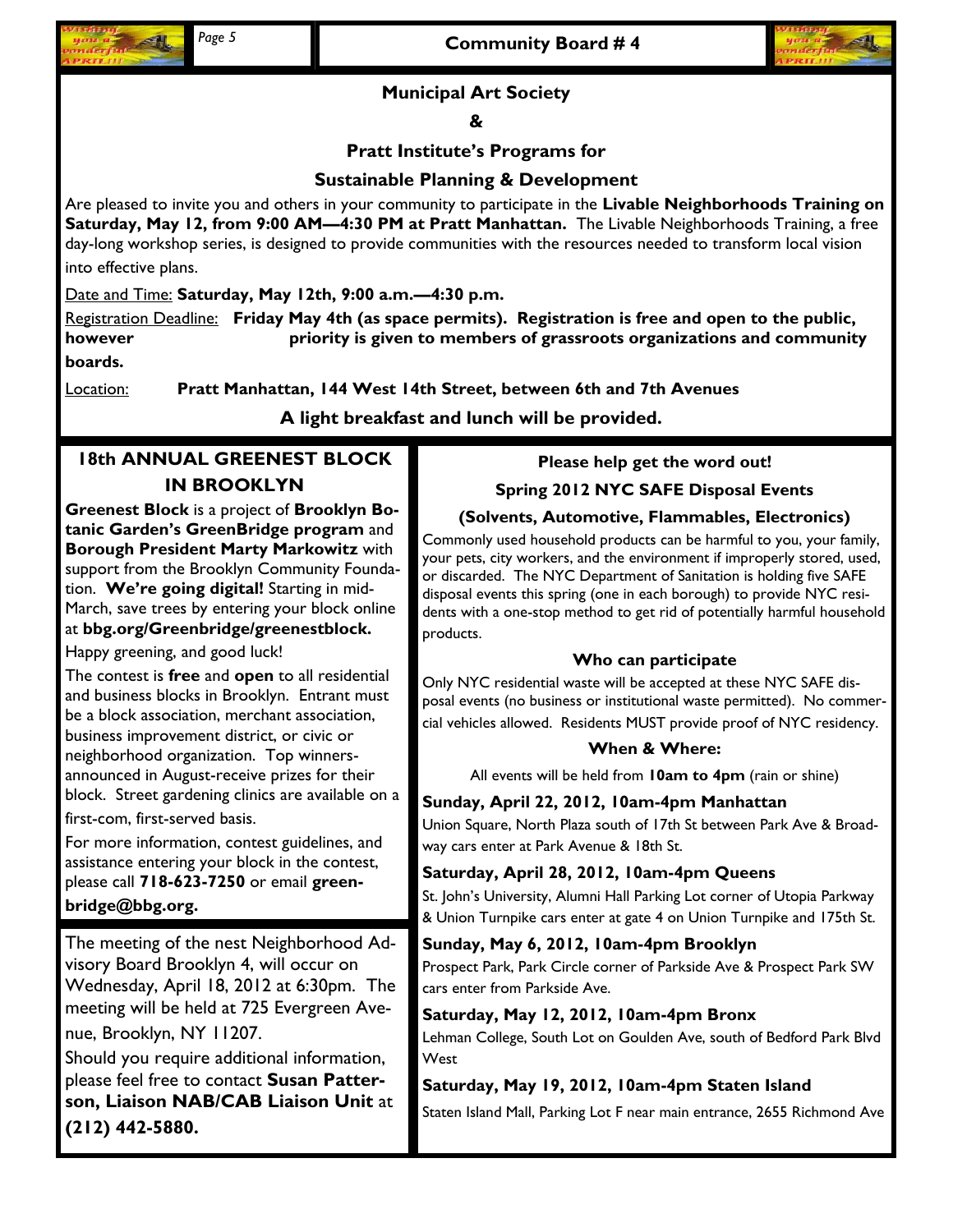**Municipal Art Society**

**&**

**Pratt Institute's Programs for**

**Sustainable Planning & Development**

Are pleased to invite you and others in your community to participate in the **Livable Neighborhoods Training on Saturday, May 12, from 9:00 AM—4:30 PM at Pratt Manhattan.** The Livable Neighborhoods Training, a free day-long workshop series, is designed to provide communities with the resources needed to transform local vision into effective plans.

Date and Time: **Saturday, May 12th, 9:00 a.m.—4:30 p.m.**

Registration Deadline: **Friday May 4th (as space permits). Registration is free and open to the public, however priority is given to members of grassroots organizations and community boards.**

Location: **Pratt Manhattan, 144 West 14th Street, between 6th and 7th Avenues**

**A light breakfast and lunch will be provided.**

## 18th ANNUAL GREENEST BLOCK IN BROOKLYN

**Greenest Block** is a project of **Brooklyn Botanic Garden's GreenBridge program** and **Borough President Marty Markowitz** with support from the Brooklyn Community Foundation. **We're going digital!** Starting in mid-March, save trees by entering your block online at **bbg.org/Greenbridge/greenestblock.**

Happy greening, and good luck!

The contest is **free** and **open** to all residential and business blocks in Brooklyn. Entrant must be a block association, merchant association, business improvement district, or civic or neighborhood organization. Top winners-announced in August-receive prizes for their block. Street gardening clinics are available on a first-com, first-served basis.

For more information, contest guidelines, and assistance entering your block in the contest, please call **718-623-7250** or email **greenbridge@bbg.org.**

The meeting of the nest Neighborhood Advisory Board Brooklyn 4, will occur on Wednesday, April 18, 2012 at 6:30pm. The meeting will be held at 725 Evergreen Avenue, Brooklyn, NY 11207.

Should you require additional information, please feel free to contact **Susan Patterson, Liaison NAB/CAB Liaison Unit** at **(212) 442-5880.**

**Please help get the word out!**

## Spring 2012 NYC SAFE Disposal Events

**(Solvents, Automotive, Flammables, Electronics)**

Commonly used household products can be harmful to you, your family, your pets, city workers, and the environment if improperly stored, used, or discarded. The NYC Department of Sanitation is holding five SAFE disposal events this spring (one in each borough) to provide NYC residents with a one-stop method to get rid of potentially harmful household products.

**Who can participate**

Only NYC residential waste will be accepted at these NYC SAFE disposal events (no business or institutional waste permitted). No commercial vehicles allowed. Residents MUST provide proof of NYC residency.

**When & Where:**

All events will be held from **10am to 4pm** (rain or shine)

**Sunday, April 22, 2012, 10am-4pm Manhattan**

Union Square, North Plaza south of 17th St between Park Ave & Broadway cars enter at Park Avenue & 18th St.

**Saturday, April 28, 2012, 10am-4pm Queens**

St. John's University, Alumni Hall Parking Lot corner of Utopia Parkway & Union Turnpike cars enter at gate 4 on Union Turnpike and 175th St.

**Sunday, May 6, 2012, 10am-4pm Brooklyn**

Prospect Park, Park Circle corner of Parkside Ave & Prospect Park SW cars enter from Parkside Ave.

**Saturday, May 12, 2012, 10am-4pm Bronx**

Lehman College, South Lot on Goulden Ave, south of Bedford Park Blvd West

**Saturday, May 19, 2012, 10am-4pm Staten Island**

Staten Island Mall, Parking Lot F near main entrance, 2655 Richmond Ave